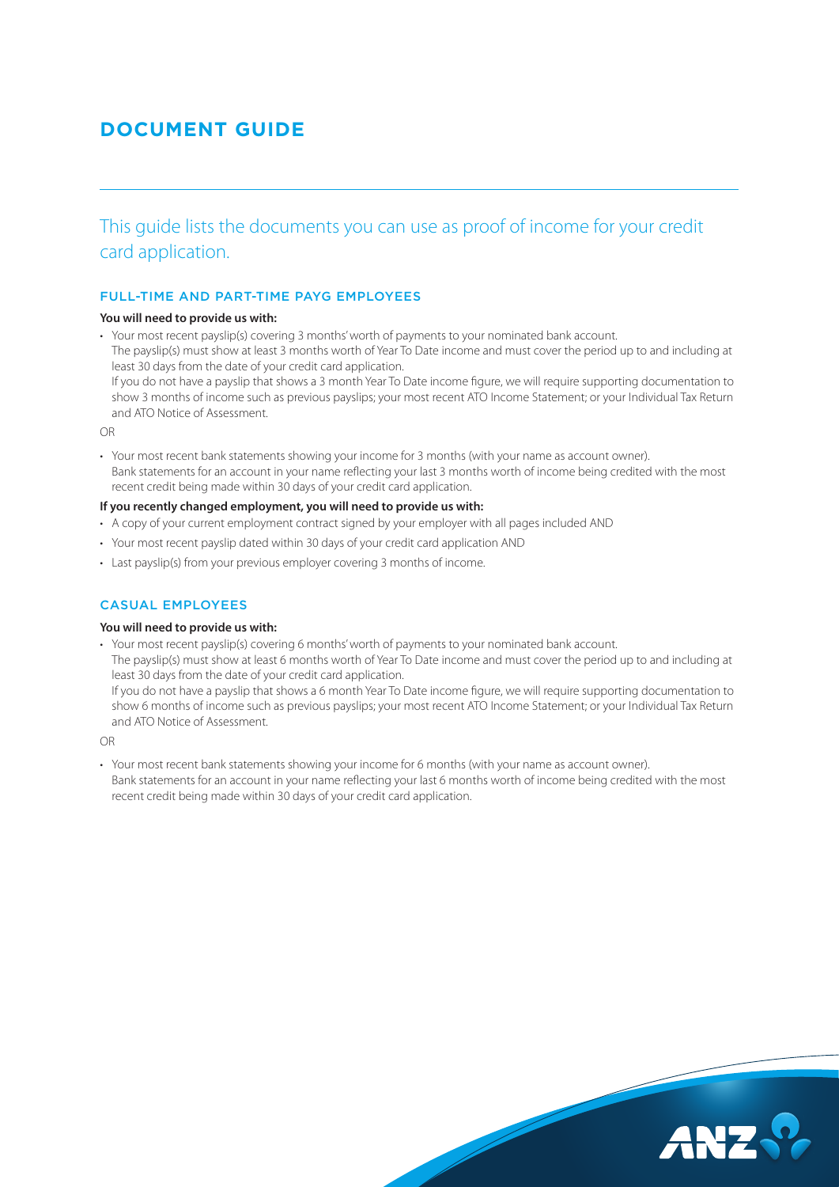# DOCUMENT GUIDE

This guide lists the documents you can use as proof of income for your credit card application.

## FULL-TIME AND PART-TIME PAYG EMPLOYEES

**You will need to provide us with:**

- Your most recent payslip(s) covering 3 months' worth of payments to your nominated bank account.
  The payslip(s) must show at least 3 months worth of Year To Date income and must cover the period up to and including at least 30 days from the date of your credit card application.
  If you do not have a payslip that shows a 3 month Year To Date income figure, we will require supporting documentation to show 3 months of income such as previous payslips; your most recent ATO Income Statement; or your Individual Tax Return and ATO Notice of Assessment.

OR

- Your most recent bank statements showing your income for 3 months (with your name as account owner).
  Bank statements for an account in your name reflecting your last 3 months worth of income being credited with the most recent credit being made within 30 days of your credit card application.

**If you recently changed employment, you will need to provide us with:**

- A copy of your current employment contract signed by your employer with all pages included AND
- Your most recent payslip dated within 30 days of your credit card application AND
- Last payslip(s) from your previous employer covering 3 months of income.

## CASUAL EMPLOYEES

**You will need to provide us with:**

- Your most recent payslip(s) covering 6 months' worth of payments to your nominated bank account.
  The payslip(s) must show at least 6 months worth of Year To Date income and must cover the period up to and including at least 30 days from the date of your credit card application.
  If you do not have a payslip that shows a 6 month Year To Date income figure, we will require supporting documentation to show 6 months of income such as previous payslips; your most recent ATO Income Statement; or your Individual Tax Return and ATO Notice of Assessment.

OR

- Your most recent bank statements showing your income for 6 months (with your name as account owner).
  Bank statements for an account in your name reflecting your last 6 months worth of income being credited with the most recent credit being made within 30 days of your credit card application.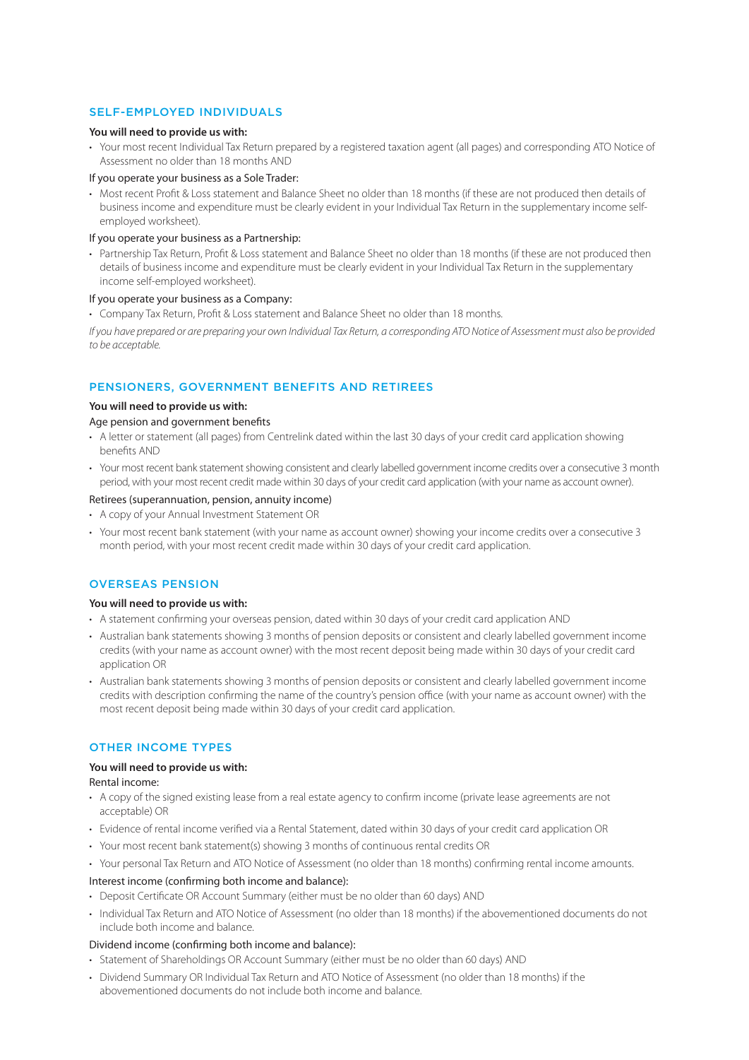## SELF-EMPLOYED INDIVIDUALS

**You will need to provide us with:**

- Your most recent Individual Tax Return prepared by a registered taxation agent (all pages) and corresponding ATO Notice of Assessment no older than 18 months AND

If you operate your business as a Sole Trader:

- Most recent Profit & Loss statement and Balance Sheet no older than 18 months (if these are not produced then details of business income and expenditure must be clearly evident in your Individual Tax Return in the supplementary income self-employed worksheet).

If you operate your business as a Partnership:

- Partnership Tax Return, Profit & Loss statement and Balance Sheet no older than 18 months (if these are not produced then details of business income and expenditure must be clearly evident in your Individual Tax Return in the supplementary income self-employed worksheet).

If you operate your business as a Company:

- Company Tax Return, Profit & Loss statement and Balance Sheet no older than 18 months.

*If you have prepared or are preparing your own Individual Tax Return, a corresponding ATO Notice of Assessment must also be provided to be acceptable.*

## PENSIONERS, GOVERNMENT BENEFITS AND RETIREES

**You will need to provide us with:**

Age pension and government benefits

- A letter or statement (all pages) from Centrelink dated within the last 30 days of your credit card application showing benefits AND
- Your most recent bank statement showing consistent and clearly labelled government income credits over a consecutive 3 month period, with your most recent credit made within 30 days of your credit card application (with your name as account owner).

Retirees (superannuation, pension, annuity income)

- A copy of your Annual Investment Statement OR
- Your most recent bank statement (with your name as account owner) showing your income credits over a consecutive 3 month period, with your most recent credit made within 30 days of your credit card application.

## OVERSEAS PENSION

**You will need to provide us with:**

- A statement confirming your overseas pension, dated within 30 days of your credit card application AND
- Australian bank statements showing 3 months of pension deposits or consistent and clearly labelled government income credits (with your name as account owner) with the most recent deposit being made within 30 days of your credit card application OR
- Australian bank statements showing 3 months of pension deposits or consistent and clearly labelled government income credits with description confirming the name of the country's pension office (with your name as account owner) with the most recent deposit being made within 30 days of your credit card application.

## OTHER INCOME TYPES

**You will need to provide us with:**

Rental income:

- A copy of the signed existing lease from a real estate agency to confirm income (private lease agreements are not acceptable) OR
- Evidence of rental income verified via a Rental Statement, dated within 30 days of your credit card application OR
- Your most recent bank statement(s) showing 3 months of continuous rental credits OR
- Your personal Tax Return and ATO Notice of Assessment (no older than 18 months) confirming rental income amounts.

Interest income (confirming both income and balance):

- Deposit Certificate OR Account Summary (either must be no older than 60 days) AND
- Individual Tax Return and ATO Notice of Assessment (no older than 18 months) if the abovementioned documents do not include both income and balance.

Dividend income (confirming both income and balance):

- Statement of Shareholdings OR Account Summary (either must be no older than 60 days) AND
- Dividend Summary OR Individual Tax Return and ATO Notice of Assessment (no older than 18 months) if the abovementioned documents do not include both income and balance.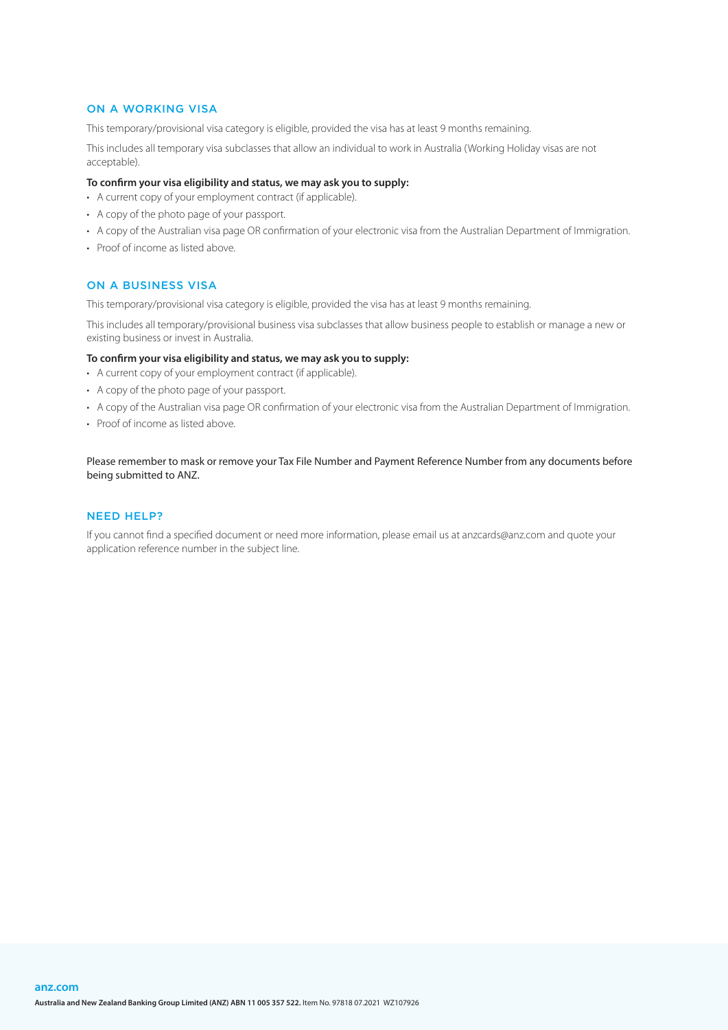## ON A WORKING VISA

This temporary/provisional visa category is eligible, provided the visa has at least 9 months remaining.

This includes all temporary visa subclasses that allow an individual to work in Australia (Working Holiday visas are not acceptable).

**To confirm your visa eligibility and status, we may ask you to supply:**

- A current copy of your employment contract (if applicable).
- A copy of the photo page of your passport.
- A copy of the Australian visa page OR confirmation of your electronic visa from the Australian Department of Immigration.
- Proof of income as listed above.

## ON A BUSINESS VISA

This temporary/provisional visa category is eligible, provided the visa has at least 9 months remaining.

This includes all temporary/provisional business visa subclasses that allow business people to establish or manage a new or existing business or invest in Australia.

**To confirm your visa eligibility and status, we may ask you to supply:**

- A current copy of your employment contract (if applicable).
- A copy of the photo page of your passport.
- A copy of the Australian visa page OR confirmation of your electronic visa from the Australian Department of Immigration.
- Proof of income as listed above.

Please remember to mask or remove your Tax File Number and Payment Reference Number from any documents before being submitted to ANZ.

## NEED HELP?

If you cannot find a specified document or need more information, please email us at anzcards@anz.com and quote your application reference number in the subject line.

**anz.com**

**Australia and New Zealand Banking Group Limited (ANZ) ABN 11 005 357 522.** Item No. 97818 07.2021 WZ107926